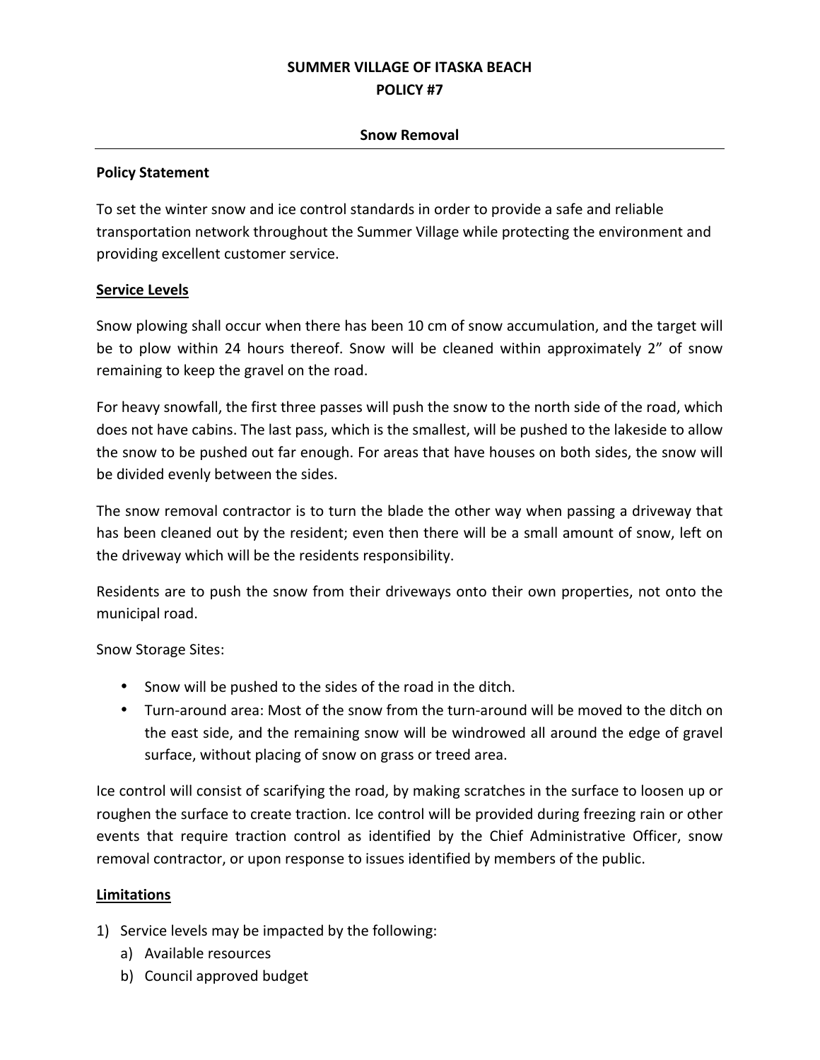# SUMMER VILLAGE OF ITASKA BEACH
# POLICY #7

## Snow Removal

---

**Policy Statement**

To set the winter snow and ice control standards in order to provide a safe and reliable transportation network throughout the Summer Village while protecting the environment and providing excellent customer service.

**Service Levels**

Snow plowing shall occur when there has been 10 cm of snow accumulation, and the target will be to plow within 24 hours thereof. Snow will be cleaned within approximately 2" of snow remaining to keep the gravel on the road.

For heavy snowfall, the first three passes will push the snow to the north side of the road, which does not have cabins. The last pass, which is the smallest, will be pushed to the lakeside to allow the snow to be pushed out far enough. For areas that have houses on both sides, the snow will be divided evenly between the sides.

The snow removal contractor is to turn the blade the other way when passing a driveway that has been cleaned out by the resident; even then there will be a small amount of snow, left on the driveway which will be the residents responsibility.

Residents are to push the snow from their driveways onto their own properties, not onto the municipal road.

Snow Storage Sites:

- Snow will be pushed to the sides of the road in the ditch.
- Turn-around area: Most of the snow from the turn-around will be moved to the ditch on the east side, and the remaining snow will be windrowed all around the edge of gravel surface, without placing of snow on grass or treed area.

Ice control will consist of scarifying the road, by making scratches in the surface to loosen up or roughen the surface to create traction. Ice control will be provided during freezing rain or other events that require traction control as identified by the Chief Administrative Officer, snow removal contractor, or upon response to issues identified by members of the public.

**Limitations**

1) Service levels may be impacted by the following:
   a) Available resources
   b) Council approved budget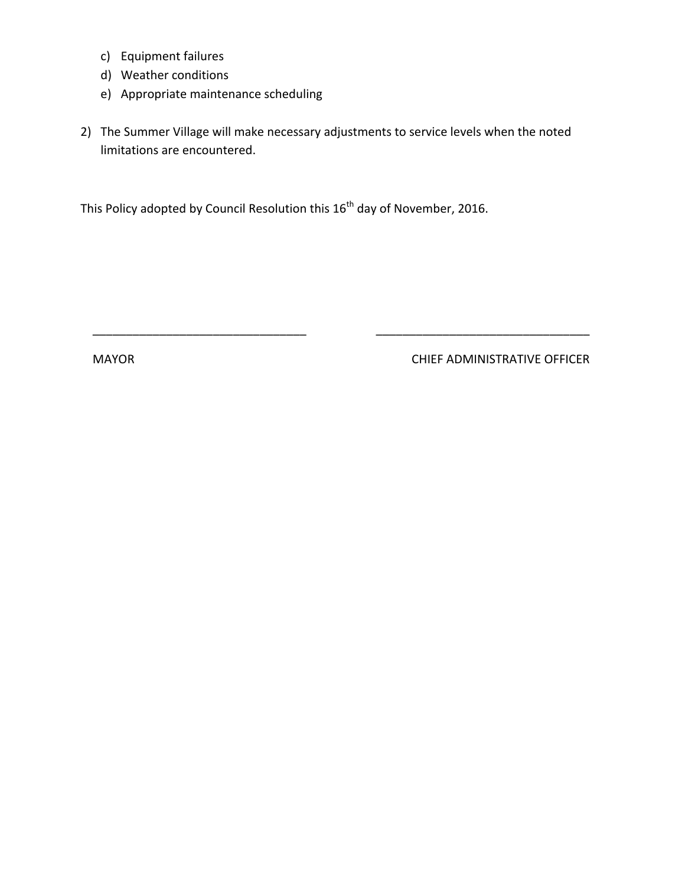c) Equipment failures
d) Weather conditions
e) Appropriate maintenance scheduling

2) The Summer Village will make necessary adjustments to service levels when the noted limitations are encountered.

This Policy adopted by Council Resolution this 16th day of November, 2016.

________________________________ ________________________________

MAYOR CHIEF ADMINISTRATIVE OFFICER